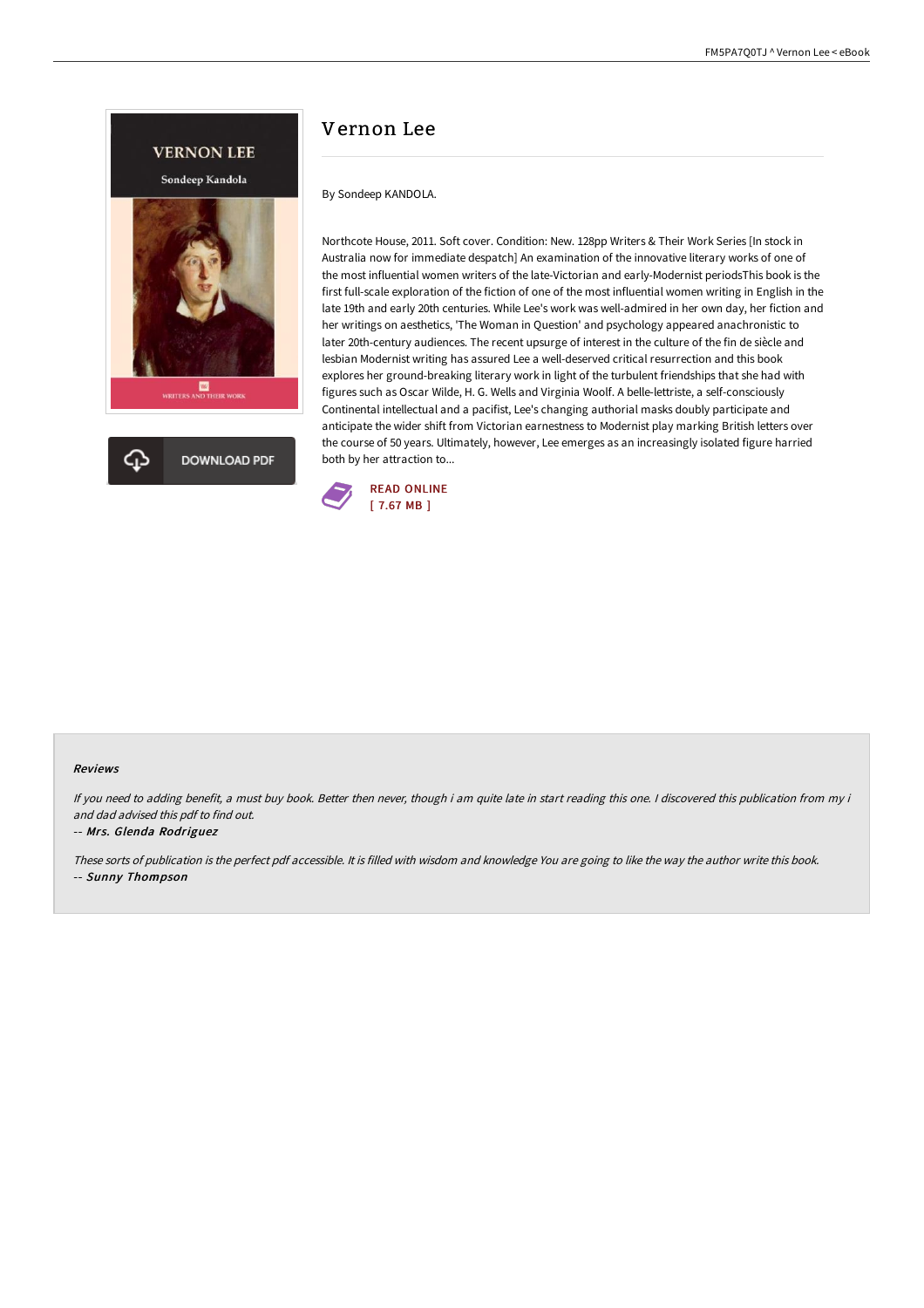# Vernon Lee

By Sondeep KANDOLA.

Northcote House, 2011. Soft cover. Condition: New. 128pp Writers & Their Work Series [In stock in Australia now for immediate despatch] An examination of the innovative literary works of one of the most influential women writers of the late-Victorian and early-Modernist periodsThis book is the first full-scale exploration of the fiction of one of the most influential women writing in English in the late 19th and early 20th centuries. While Lee's work was well-admired in her own day, her fiction and her writings on aesthetics, 'The Woman in Question' and psychology appeared anachronistic to later 20th-century audiences. The recent upsurge of interest in the culture of the fin de siècle and lesbian Modernist writing has assured Lee a well-deserved critical resurrection and this book explores her ground-breaking literary work in light of the turbulent friendships that she had with figures such as Oscar Wilde, H. G. Wells and Virginia Woolf. A belle-lettriste, a self-consciously Continental intellectual and a pacifist, Lee's changing authorial masks doubly participate and anticipate the wider shift from Victorian earnestness to Modernist play marking British letters over the course of 50 years. Ultimately, however, Lee emerges as an increasingly isolated figure harried both by her attraction to...

READ ONLINE
[ 7.67 MB ]

### Reviews

*If you need to adding benefit, a must buy book. Better then never, though i am quite late in start reading this one. I discovered this publication from my i and dad advised this pdf to find out.*

*-- Mrs. Glenda Rodriguez*

*These sorts of publication is the perfect pdf accessible. It is filled with wisdom and knowledge You are going to like the way the author write this book.*

*-- Sunny Thompson*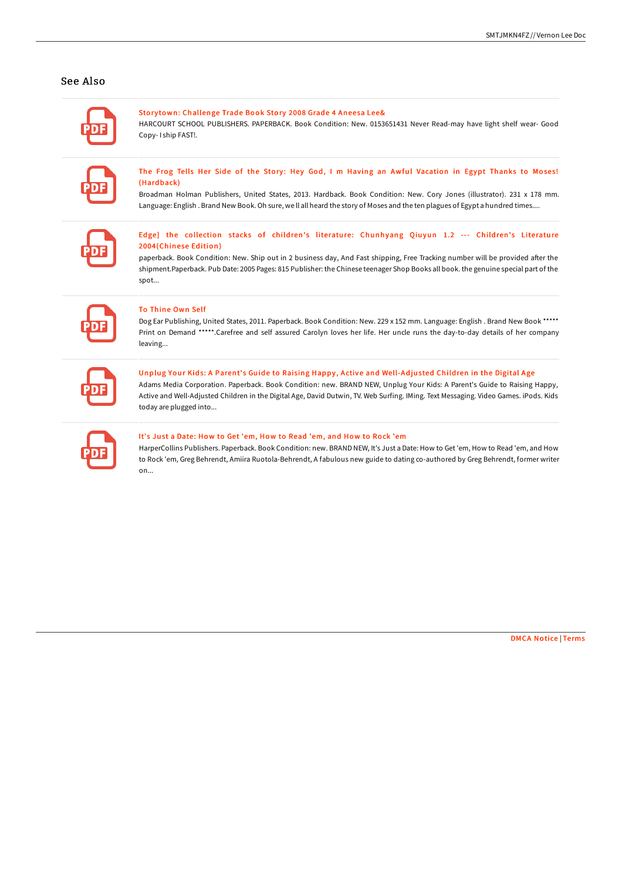## See Also

### Storytown: Challenge Trade Book Story 2008 Grade 4 Aneesa Lee&

HARCOURT SCHOOL PUBLISHERS. PAPERBACK. Book Condition: New. 0153651431 Never Read-may have light shelf wear- Good Copy- I ship FAST!.

### The Frog Tells Her Side of the Story: Hey God, I m Having an Awful Vacation in Egypt Thanks to Moses! (Hardback)

Broadman Holman Publishers, United States, 2013. Hardback. Book Condition: New. Cory Jones (illustrator). 231 x 178 mm. Language: English . Brand New Book. Oh sure, we ll all heard the story of Moses and the ten plagues of Egypt a hundred times....

### Edge] the collection stacks of children's literature: Chunhyang Qiuyun 1.2 --- Children's Literature 2004(Chinese Edition)

paperback. Book Condition: New. Ship out in 2 business day, And Fast shipping, Free Tracking number will be provided after the shipment.Paperback. Pub Date: 2005 Pages: 815 Publisher: the Chinese teenager Shop Books all book. the genuine special part of the spot...

### To Thine Own Self

Dog Ear Publishing, United States, 2011. Paperback. Book Condition: New. 229 x 152 mm. Language: English . Brand New Book ***** Print on Demand *****.Carefree and self assured Carolyn loves her life. Her uncle runs the day-to-day details of her company leaving...

### Unplug Your Kids: A Parent's Guide to Raising Happy, Active and Well-Adjusted Children in the Digital Age

Adams Media Corporation. Paperback. Book Condition: new. BRAND NEW, Unplug Your Kids: A Parent's Guide to Raising Happy, Active and Well-Adjusted Children in the Digital Age, David Dutwin, TV. Web Surfing. IMing. Text Messaging. Video Games. iPods. Kids today are plugged into...

### It's Just a Date: How to Get 'em, How to Read 'em, and How to Rock 'em

HarperCollins Publishers. Paperback. Book Condition: new. BRAND NEW, It's Just a Date: How to Get 'em, How to Read 'em, and How to Rock 'em, Greg Behrendt, Amiira Ruotola-Behrendt, A fabulous new guide to dating co-authored by Greg Behrendt, former writer on...

DMCA Notice | Terms